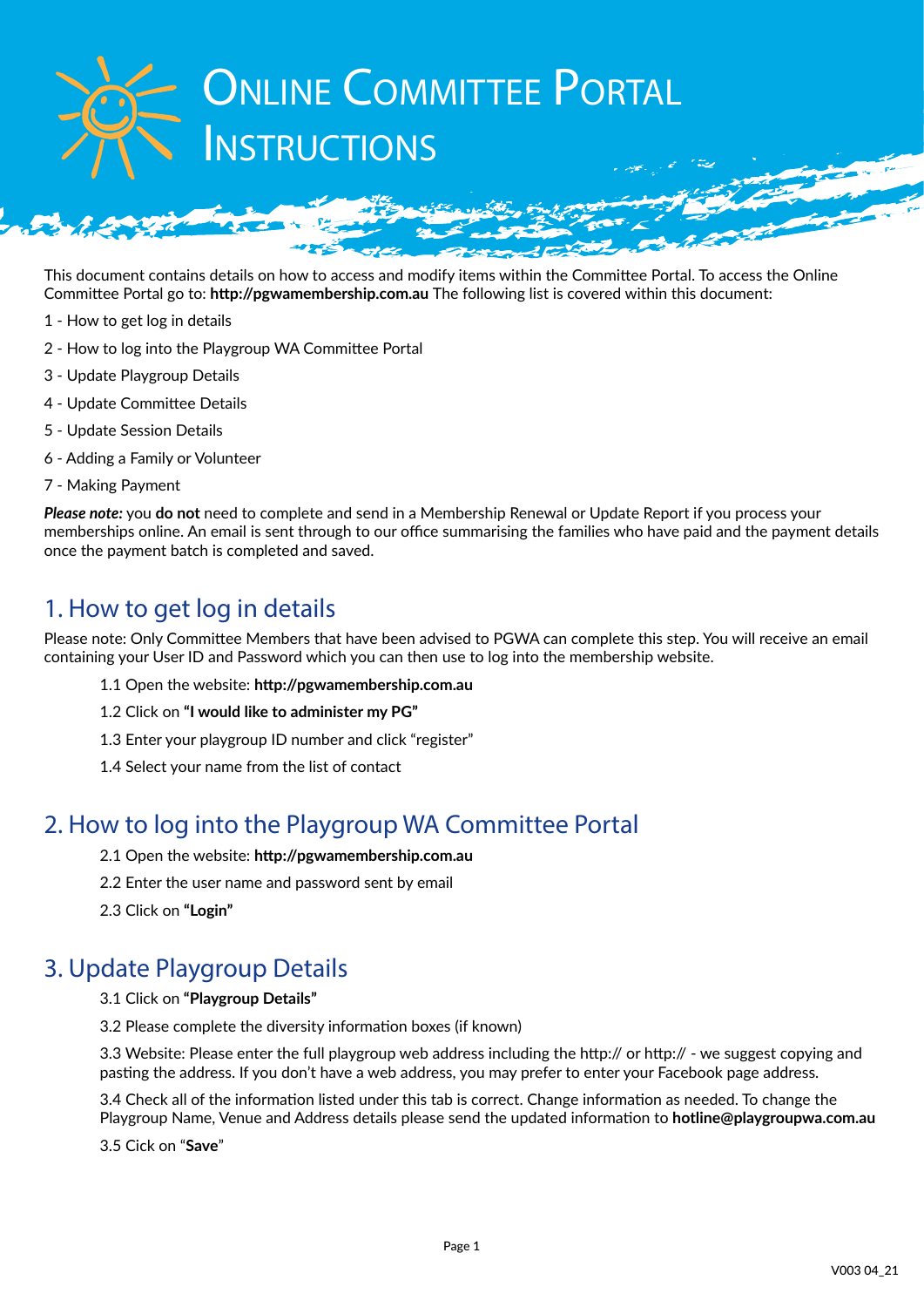# Online Committee Portal Instructions

This document contains details on how to access and modify items within the Committee Portal. To access the Online Committee Portal go to: **http://pgwamembership.com.au** The following list is covered within this document:

1 - How to get log in details

2 - How to log into the Playgroup WA Committee Portal

3 - Update Playgroup Details

4 - Update Committee Details

5 - Update Session Details

6 - Adding a Family or Volunteer

7 - Making Payment

***Please note:*** you **do not** need to complete and send in a Membership Renewal or Update Report if you process your memberships online. An email is sent through to our office summarising the families who have paid and the payment details once the payment batch is completed and saved.

## 1. How to get log in details

Please note: Only Committee Members that have been advised to PGWA can complete this step. You will receive an email containing your User ID and Password which you can then use to log into the membership website.

1.1 Open the website: **http://pgwamembership.com.au**

1.2 Click on **"I would like to administer my PG"**

1.3 Enter your playgroup ID number and click "register"

1.4 Select your name from the list of contact

## 2. How to log into the Playgroup WA Committee Portal

2.1 Open the website: **http://pgwamembership.com.au**

2.2 Enter the user name and password sent by email

2.3 Click on **"Login"**

## 3. Update Playgroup Details

3.1 Click on **"Playgroup Details"**

3.2 Please complete the diversity information boxes (if known)

3.3 Website: Please enter the full playgroup web address including the http:// or http:// - we suggest copying and pasting the address. If you don't have a web address, you may prefer to enter your Facebook page address.

3.4 Check all of the information listed under this tab is correct. Change information as needed. To change the Playgroup Name, Venue and Address details please send the updated information to **hotline@playgroupwa.com.au**

3.5 Cick on "**Save**"

V003 04_21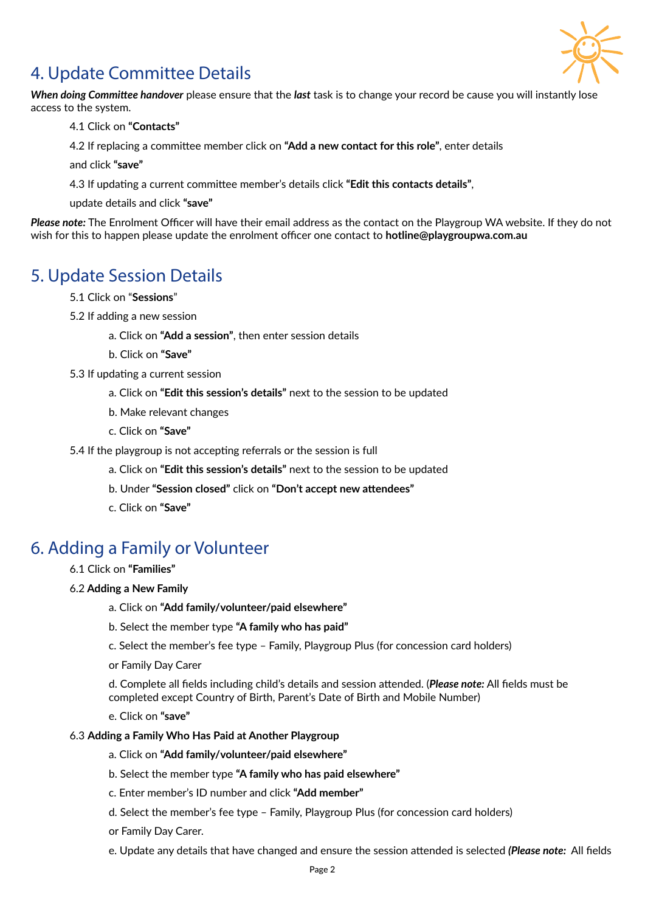## 4. Update Committee Details

***When doing Committee handover*** please ensure that the ***last*** task is to change your record be cause you will instantly lose access to the system.

4.1 Click on **"Contacts"**

4.2 If replacing a committee member click on **"Add a new contact for this role"**, enter details and click **"save"**

4.3 If updating a current committee member's details click **"Edit this contacts details"**, update details and click **"save"**

***Please note:*** The Enrolment Officer will have their email address as the contact on the Playgroup WA website. If they do not wish for this to happen please update the enrolment officer one contact to **hotline@playgroupwa.com.au**

## 5. Update Session Details

5.1 Click on "**Sessions**"

5.2 If adding a new session

a. Click on **"Add a session"**, then enter session details

b. Click on **"Save"**

5.3 If updating a current session

a. Click on **"Edit this session's details"** next to the session to be updated

b. Make relevant changes

c. Click on **"Save"**

5.4 If the playgroup is not accepting referrals or the session is full

a. Click on **"Edit this session's details"** next to the session to be updated

b. Under **"Session closed"** click on **"Don't accept new attendees"**

c. Click on **"Save"**

## 6. Adding a Family or Volunteer

6.1 Click on **"Families"**

6.2 **Adding a New Family**

a. Click on **"Add family/volunteer/paid elsewhere"**

b. Select the member type **"A family who has paid"**

c. Select the member's fee type – Family, Playgroup Plus (for concession card holders) or Family Day Carer

d. Complete all fields including child's details and session attended. (***Please note:*** All fields must be completed except Country of Birth, Parent's Date of Birth and Mobile Number)

e. Click on **"save"**

6.3 **Adding a Family Who Has Paid at Another Playgroup**

a. Click on **"Add family/volunteer/paid elsewhere"**

b. Select the member type **"A family who has paid elsewhere"**

c. Enter member's ID number and click **"Add member"**

d. Select the member's fee type – Family, Playgroup Plus (for concession card holders) or Family Day Carer.

e. Update any details that have changed and ensure the session attended is selected ***(Please note:*** All fields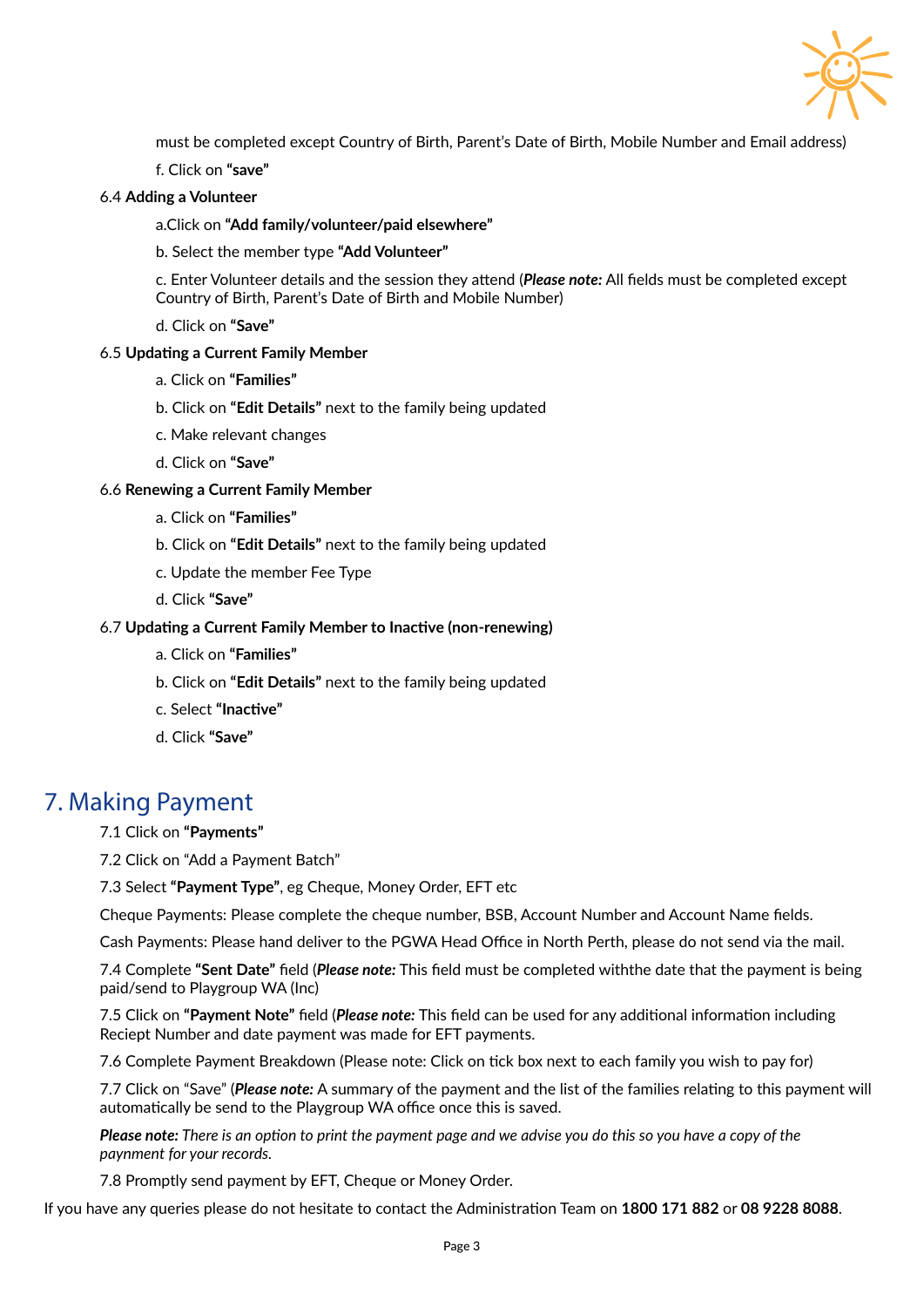must be completed except Country of Birth, Parent's Date of Birth, Mobile Number and Email address)

f. Click on **"save"**

6.4 **Adding a Volunteer**

a.Click on **"Add family/volunteer/paid elsewhere"**

b. Select the member type **"Add Volunteer"**

c. Enter Volunteer details and the session they attend (***Please note:*** All fields must be completed except Country of Birth, Parent's Date of Birth and Mobile Number)

d. Click on **"Save"**

6.5 **Updating a Current Family Member**

a. Click on **"Families"**

b. Click on **"Edit Details"** next to the family being updated

c. Make relevant changes

d. Click on **"Save"**

6.6 **Renewing a Current Family Member**

a. Click on **"Families"**

b. Click on **"Edit Details"** next to the family being updated

c. Update the member Fee Type

d. Click **"Save"**

6.7 **Updating a Current Family Member to Inactive (non-renewing)**

a. Click on **"Families"**

b. Click on **"Edit Details"** next to the family being updated

c. Select **"Inactive"**

d. Click **"Save"**

## 7. Making Payment

7.1 Click on **"Payments"**

7.2 Click on "Add a Payment Batch"

7.3 Select **"Payment Type"**, eg Cheque, Money Order, EFT etc

Cheque Payments: Please complete the cheque number, BSB, Account Number and Account Name fields.

Cash Payments: Please hand deliver to the PGWA Head Office in North Perth, please do not send via the mail.

7.4 Complete **"Sent Date"** field (***Please note:*** This field must be completed withthe date that the payment is being paid/send to Playgroup WA (Inc)

7.5 Click on **"Payment Note"** field (***Please note:*** This field can be used for any additional information including Reciept Number and date payment was made for EFT payments.

7.6 Complete Payment Breakdown (Please note: Click on tick box next to each family you wish to pay for)

7.7 Click on "Save" (***Please note:*** A summary of the payment and the list of the families relating to this payment will automatically be send to the Playgroup WA office once this is saved.

***Please note:*** *There is an option to print the payment page and we advise you do this so you have a copy of the paynment for your records.*

7.8 Promptly send payment by EFT, Cheque or Money Order.

If you have any queries please do not hesitate to contact the Administration Team on **1800 171 882** or **08 9228 8088**.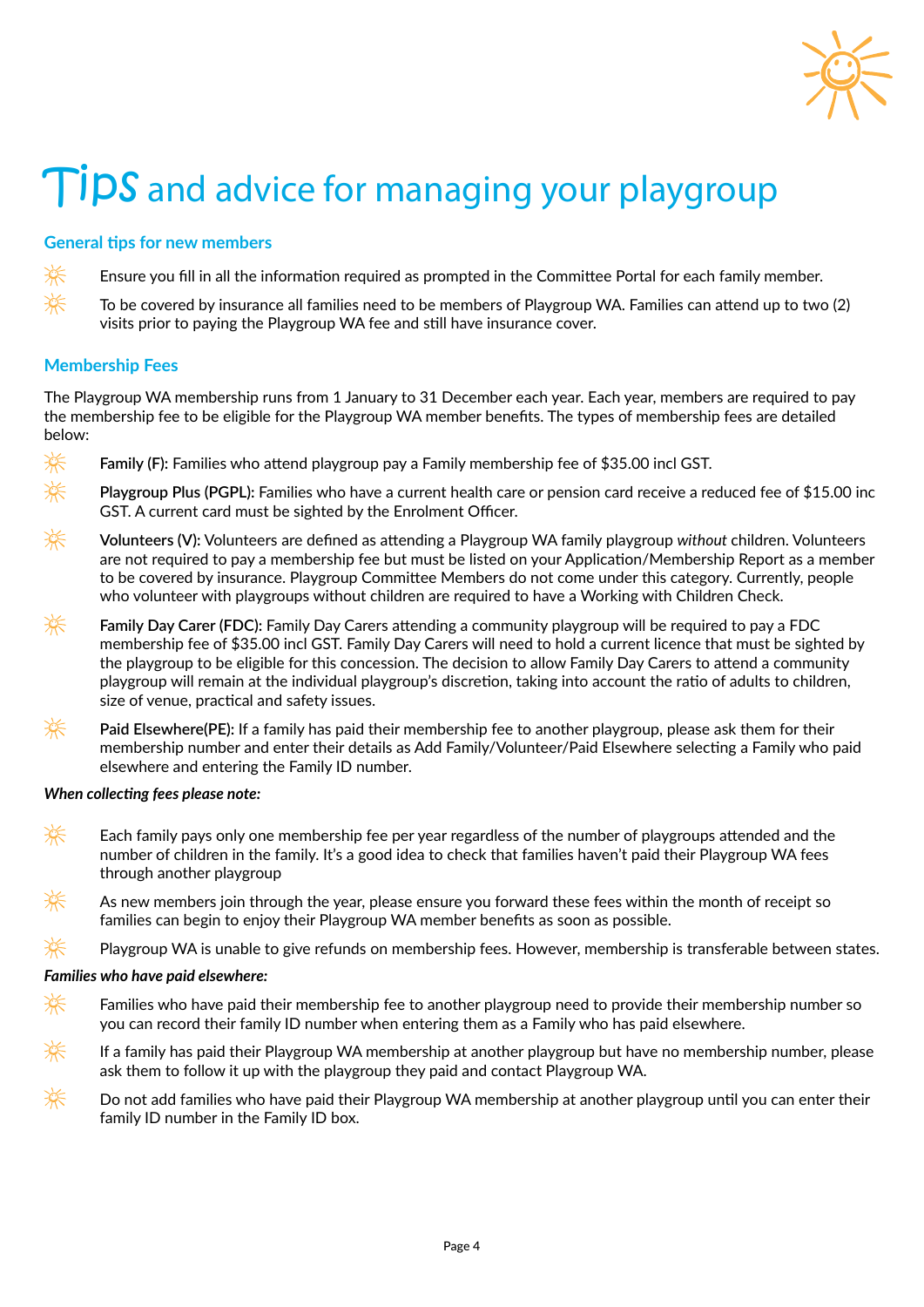# Tips and advice for managing your playgroup

## General tips for new members

- Ensure you fill in all the information required as prompted in the Committee Portal for each family member.
- To be covered by insurance all families need to be members of Playgroup WA. Families can attend up to two (2) visits prior to paying the Playgroup WA fee and still have insurance cover.

## Membership Fees

The Playgroup WA membership runs from 1 January to 31 December each year. Each year, members are required to pay the membership fee to be eligible for the Playgroup WA member benefits. The types of membership fees are detailed below:

- **Family (F):** Families who attend playgroup pay a Family membership fee of $35.00 incl GST.
- **Playgroup Plus (PGPL):** Families who have a current health care or pension card receive a reduced fee of $15.00 inc GST. A current card must be sighted by the Enrolment Officer.
- **Volunteers (V):** Volunteers are defined as attending a Playgroup WA family playgroup *without* children. Volunteers are not required to pay a membership fee but must be listed on your Application/Membership Report as a member to be covered by insurance. Playgroup Committee Members do not come under this category. Currently, people who volunteer with playgroups without children are required to have a Working with Children Check.
- **Family Day Carer (FDC):** Family Day Carers attending a community playgroup will be required to pay a FDC membership fee of $35.00 incl GST. Family Day Carers will need to hold a current licence that must be sighted by the playgroup to be eligible for this concession. The decision to allow Family Day Carers to attend a community playgroup will remain at the individual playgroup's discretion, taking into account the ratio of adults to children, size of venue, practical and safety issues.
- **Paid Elsewhere(PE):** If a family has paid their membership fee to another playgroup, please ask them for their membership number and enter their details as Add Family/Volunteer/Paid Elsewhere selecting a Family who paid elsewhere and entering the Family ID number.

***When collecting fees please note:***

- Each family pays only one membership fee per year regardless of the number of playgroups attended and the number of children in the family. It's a good idea to check that families haven't paid their Playgroup WA fees through another playgroup
- As new members join through the year, please ensure you forward these fees within the month of receipt so families can begin to enjoy their Playgroup WA member benefits as soon as possible.
- Playgroup WA is unable to give refunds on membership fees. However, membership is transferable between states.

***Families who have paid elsewhere:***

- Families who have paid their membership fee to another playgroup need to provide their membership number so you can record their family ID number when entering them as a Family who has paid elsewhere.
- If a family has paid their Playgroup WA membership at another playgroup but have no membership number, please ask them to follow it up with the playgroup they paid and contact Playgroup WA.
- Do not add families who have paid their Playgroup WA membership at another playgroup until you can enter their family ID number in the Family ID box.